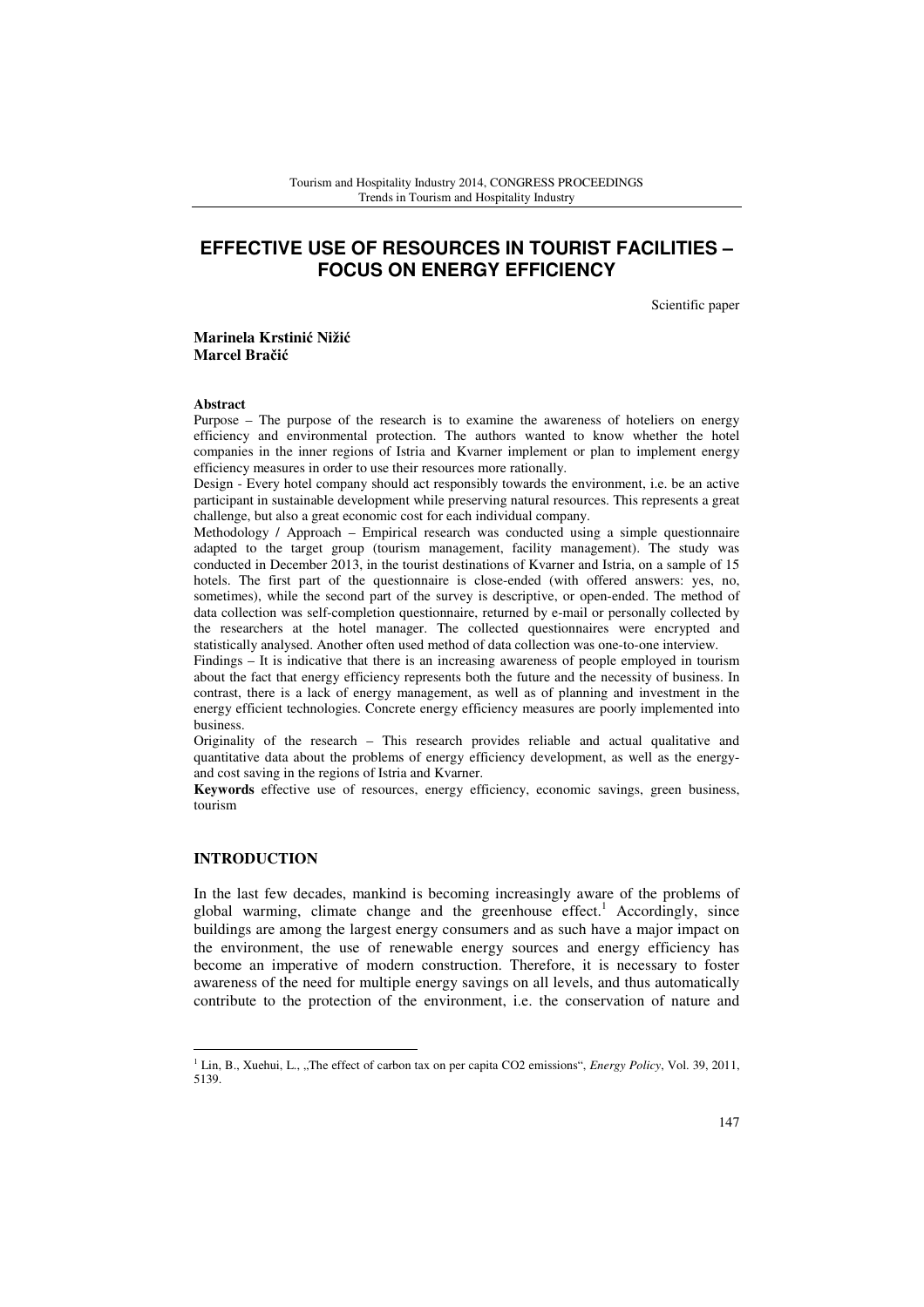# EFFECTIVE USE OF RESOURCES IN TOURIST FACILITIES – FOCUS ON ENERGY EFFICIENCY

Scientific paper

**Marinela Krstinić Nižić**
**Marcel Bračić**

**Abstract**

Purpose – The purpose of the research is to examine the awareness of hoteliers on energy efficiency and environmental protection. The authors wanted to know whether the hotel companies in the inner regions of Istria and Kvarner implement or plan to implement energy efficiency measures in order to use their resources more rationally.

Design - Every hotel company should act responsibly towards the environment, i.e. be an active participant in sustainable development while preserving natural resources. This represents a great challenge, but also a great economic cost for each individual company.

Methodology / Approach – Empirical research was conducted using a simple questionnaire adapted to the target group (tourism management, facility management). The study was conducted in December 2013, in the tourist destinations of Kvarner and Istria, on a sample of 15 hotels. The first part of the questionnaire is close-ended (with offered answers: yes, no, sometimes), while the second part of the survey is descriptive, or open-ended. The method of data collection was self-completion questionnaire, returned by e-mail or personally collected by the researchers at the hotel manager. The collected questionnaires were encrypted and statistically analysed. Another often used method of data collection was one-to-one interview.

Findings – It is indicative that there is an increasing awareness of people employed in tourism about the fact that energy efficiency represents both the future and the necessity of business. In contrast, there is a lack of energy management, as well as of planning and investment in the energy efficient technologies. Concrete energy efficiency measures are poorly implemented into business.

Originality of the research – This research provides reliable and actual qualitative and quantitative data about the problems of energy efficiency development, as well as the energy- and cost saving in the regions of Istria and Kvarner.

**Keywords** effective use of resources, energy efficiency, economic savings, green business, tourism

## INTRODUCTION

In the last few decades, mankind is becoming increasingly aware of the problems of global warming, climate change and the greenhouse effect.[1] Accordingly, since buildings are among the largest energy consumers and as such have a major impact on the environment, the use of renewable energy sources and energy efficiency has become an imperative of modern construction. Therefore, it is necessary to foster awareness of the need for multiple energy savings on all levels, and thus automatically contribute to the protection of the environment, i.e. the conservation of nature and

---

[1] Lin, B., Xuehui, L., „The effect of carbon tax on per capita CO2 emissions“, *Energy Policy*, Vol. 39, 2011, 5139.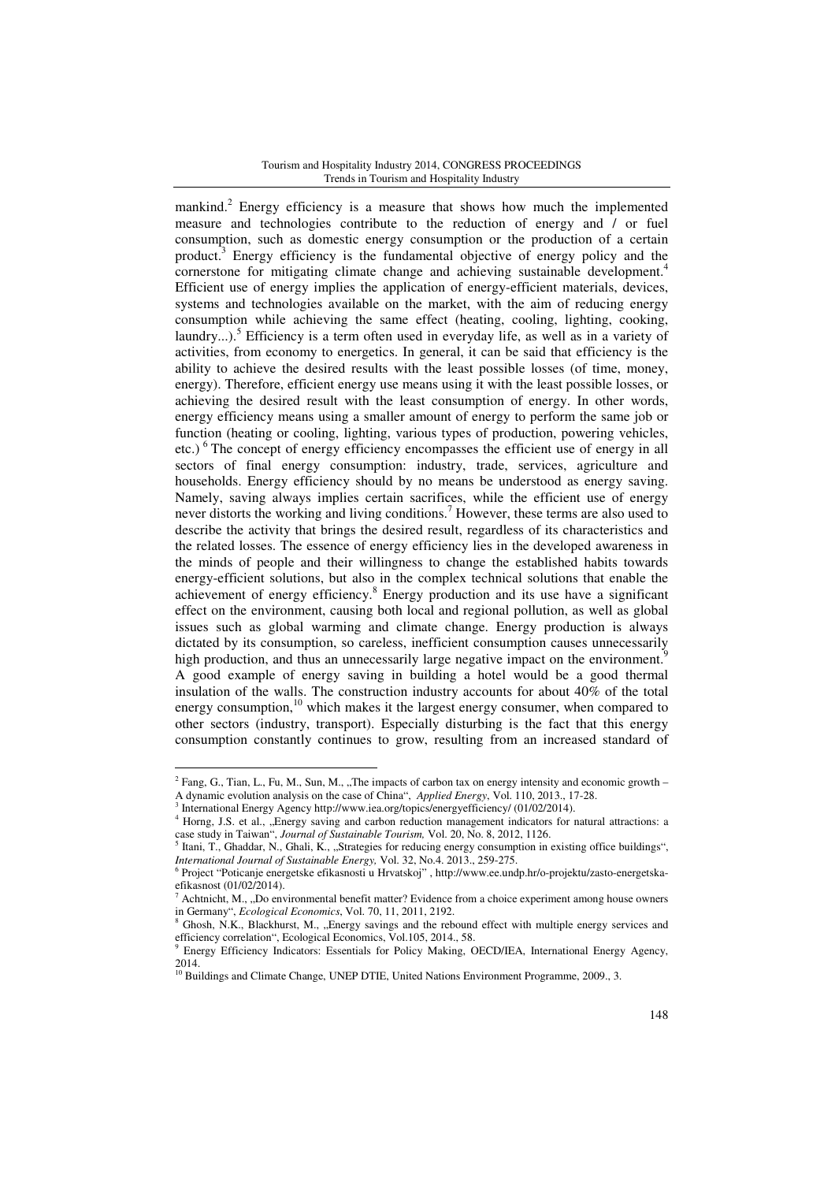mankind.[2] Energy efficiency is a measure that shows how much the implemented measure and technologies contribute to the reduction of energy and / or fuel consumption, such as domestic energy consumption or the production of a certain product.[3] Energy efficiency is the fundamental objective of energy policy and the cornerstone for mitigating climate change and achieving sustainable development.[4] Efficient use of energy implies the application of energy-efficient materials, devices, systems and technologies available on the market, with the aim of reducing energy consumption while achieving the same effect (heating, cooling, lighting, cooking, laundry...).[5] Efficiency is a term often used in everyday life, as well as in a variety of activities, from economy to energetics. In general, it can be said that efficiency is the ability to achieve the desired results with the least possible losses (of time, money, energy). Therefore, efficient energy use means using it with the least possible losses, or achieving the desired result with the least consumption of energy. In other words, energy efficiency means using a smaller amount of energy to perform the same job or function (heating or cooling, lighting, various types of production, powering vehicles, etc.) [6] The concept of energy efficiency encompasses the efficient use of energy in all sectors of final energy consumption: industry, trade, services, agriculture and households. Energy efficiency should by no means be understood as energy saving. Namely, saving always implies certain sacrifices, while the efficient use of energy never distorts the working and living conditions.[7] However, these terms are also used to describe the activity that brings the desired result, regardless of its characteristics and the related losses. The essence of energy efficiency lies in the developed awareness in the minds of people and their willingness to change the established habits towards energy-efficient solutions, but also in the complex technical solutions that enable the achievement of energy efficiency.[8] Energy production and its use have a significant effect on the environment, causing both local and regional pollution, as well as global issues such as global warming and climate change. Energy production is always dictated by its consumption, so careless, inefficient consumption causes unnecessarily high production, and thus an unnecessarily large negative impact on the environment.[9] A good example of energy saving in building a hotel would be a good thermal insulation of the walls. The construction industry accounts for about 40% of the total energy consumption,[10] which makes it the largest energy consumer, when compared to other sectors (industry, transport). Especially disturbing is the fact that this energy consumption constantly continues to grow, resulting from an increased standard of

---

[2] Fang, G., Tian, L., Fu, M., Sun, M., „The impacts of carbon tax on energy intensity and economic growth – A dynamic evolution analysis on the case of China", *Applied Energy*, Vol. 110, 2013., 17-28.

[3] International Energy Agency http://www.iea.org/topics/energyefficiency/ (01/02/2014).

[4] Horng, J.S. et al., „Energy saving and carbon reduction management indicators for natural attractions: a case study in Taiwan", *Journal of Sustainable Tourism,* Vol. 20, No. 8, 2012, 1126.

[5] Itani, T., Ghaddar, N., Ghali, K., „Strategies for reducing energy consumption in existing office buildings", *International Journal of Sustainable Energy,* Vol. 32, No.4. 2013., 259-275.

[6] Project "Poticanje energetske efikasnosti u Hrvatskoj" , http://www.ee.undp.hr/o-projektu/zasto-energetska-efikasnost (01/02/2014).

[7] Achtnicht, M., „Do environmental benefit matter? Evidence from a choice experiment among house owners in Germany", *Ecological Economics*, Vol. 70, 11, 2011, 2192.

[8] Ghosh, N.K., Blackhurst, M., „Energy savings and the rebound effect with multiple energy services and efficiency correlation", Ecological Economics, Vol.105, 2014., 58.

[9] Energy Efficiency Indicators: Essentials for Policy Making, OECD/IEA, International Energy Agency, 2014.

[10] Buildings and Climate Change, UNEP DTIE, United Nations Environment Programme, 2009., 3.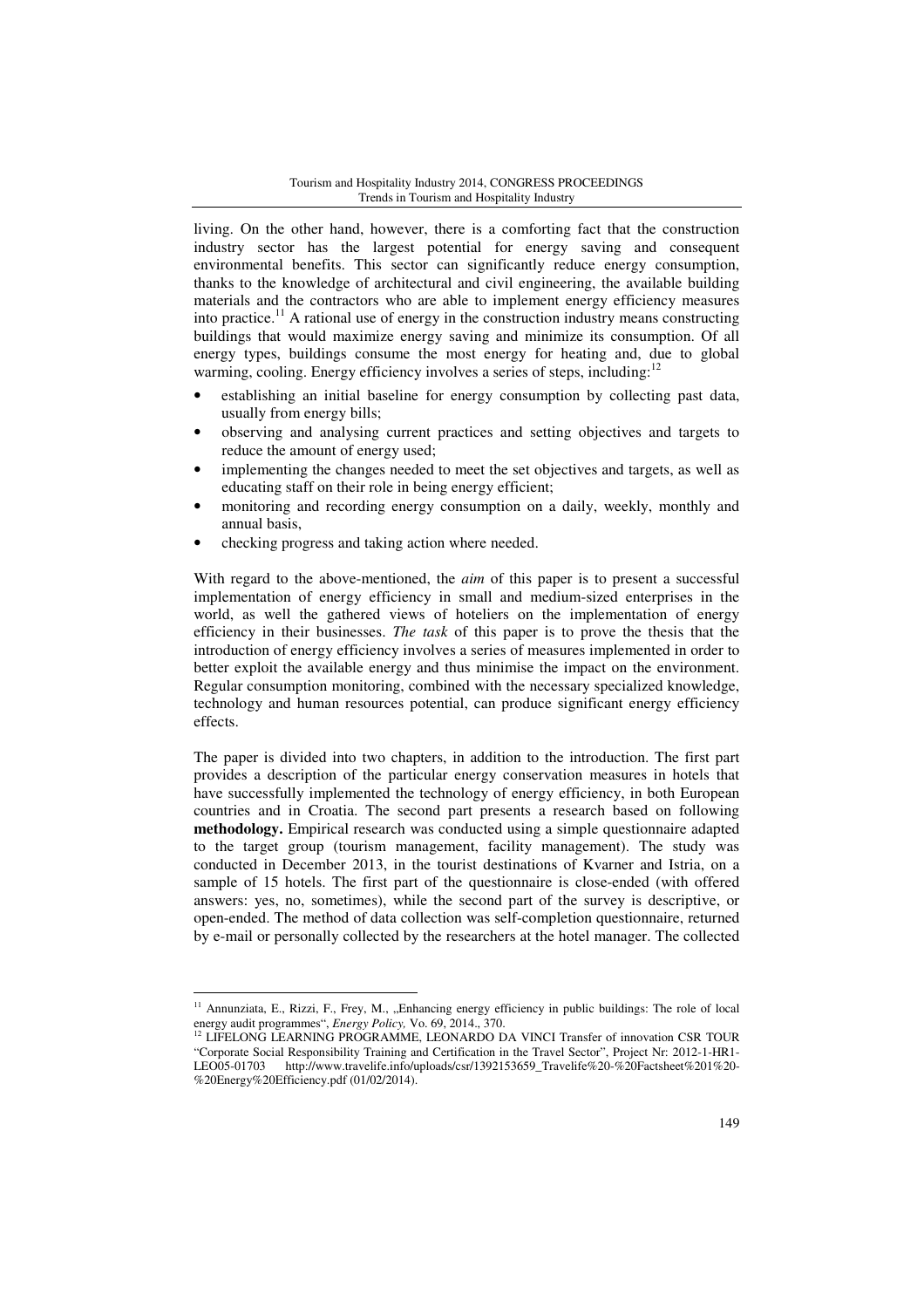living. On the other hand, however, there is a comforting fact that the construction industry sector has the largest potential for energy saving and consequent environmental benefits. This sector can significantly reduce energy consumption, thanks to the knowledge of architectural and civil engineering, the available building materials and the contractors who are able to implement energy efficiency measures into practice.[11] A rational use of energy in the construction industry means constructing buildings that would maximize energy saving and minimize its consumption. Of all energy types, buildings consume the most energy for heating and, due to global warming, cooling. Energy efficiency involves a series of steps, including:[12]

- establishing an initial baseline for energy consumption by collecting past data, usually from energy bills;
- observing and analysing current practices and setting objectives and targets to reduce the amount of energy used;
- implementing the changes needed to meet the set objectives and targets, as well as educating staff on their role in being energy efficient;
- monitoring and recording energy consumption on a daily, weekly, monthly and annual basis,
- checking progress and taking action where needed.

With regard to the above-mentioned, the *aim* of this paper is to present a successful implementation of energy efficiency in small and medium-sized enterprises in the world, as well the gathered views of hoteliers on the implementation of energy efficiency in their businesses. *The task* of this paper is to prove the thesis that the introduction of energy efficiency involves a series of measures implemented in order to better exploit the available energy and thus minimise the impact on the environment. Regular consumption monitoring, combined with the necessary specialized knowledge, technology and human resources potential, can produce significant energy efficiency effects.

The paper is divided into two chapters, in addition to the introduction. The first part provides a description of the particular energy conservation measures in hotels that have successfully implemented the technology of energy efficiency, in both European countries and in Croatia. The second part presents a research based on following **methodology.** Empirical research was conducted using a simple questionnaire adapted to the target group (tourism management, facility management). The study was conducted in December 2013, in the tourist destinations of Kvarner and Istria, on a sample of 15 hotels. The first part of the questionnaire is close-ended (with offered answers: yes, no, sometimes), while the second part of the survey is descriptive, or open-ended. The method of data collection was self-completion questionnaire, returned by e-mail or personally collected by the researchers at the hotel manager. The collected

---

[11] Annunziata, E., Rizzi, F., Frey, M., „Enhancing energy efficiency in public buildings: The role of local energy audit programmes", *Energy Policy,* Vo. 69, 2014., 370.

[12] LIFELONG LEARNING PROGRAMME, LEONARDO DA VINCI Transfer of innovation CSR TOUR "Corporate Social Responsibility Training and Certification in the Travel Sector", Project Nr: 2012-1-HR1-LEO05-01703 http://www.travelife.info/uploads/csr/1392153659_Travelife%20-%20Factsheet%201%20-%20Energy%20Efficiency.pdf (01/02/2014).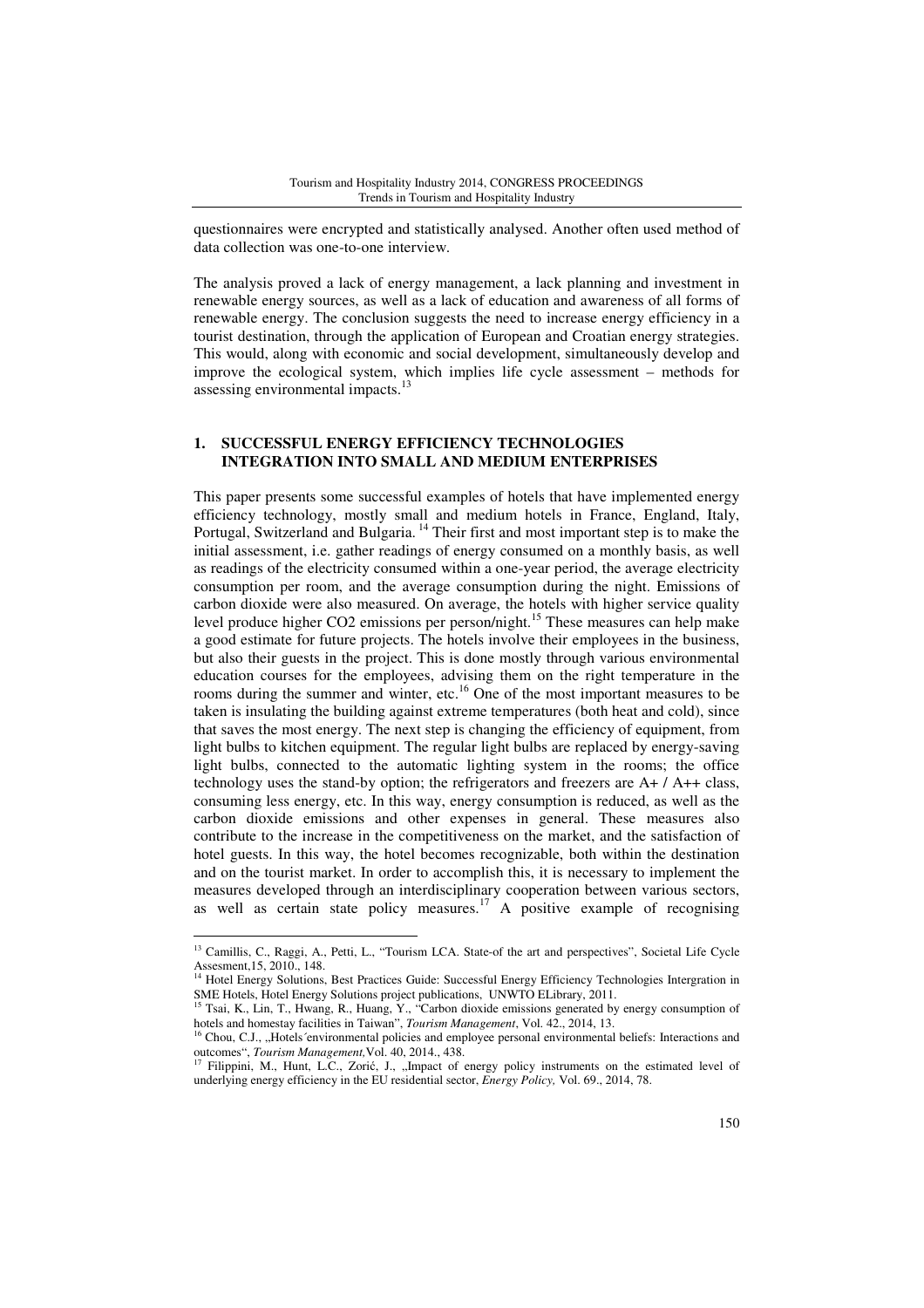questionnaires were encrypted and statistically analysed. Another often used method of data collection was one-to-one interview.

The analysis proved a lack of energy management, a lack planning and investment in renewable energy sources, as well as a lack of education and awareness of all forms of renewable energy. The conclusion suggests the need to increase energy efficiency in a tourist destination, through the application of European and Croatian energy strategies. This would, along with economic and social development, simultaneously develop and improve the ecological system, which implies life cycle assessment – methods for assessing environmental impacts.[13]

## 1. SUCCESSFUL ENERGY EFFICIENCY TECHNOLOGIES INTEGRATION INTO SMALL AND MEDIUM ENTERPRISES

This paper presents some successful examples of hotels that have implemented energy efficiency technology, mostly small and medium hotels in France, England, Italy, Portugal, Switzerland and Bulgaria. [14] Their first and most important step is to make the initial assessment, i.e. gather readings of energy consumed on a monthly basis, as well as readings of the electricity consumed within a one-year period, the average electricity consumption per room, and the average consumption during the night. Emissions of carbon dioxide were also measured. On average, the hotels with higher service quality level produce higher CO2 emissions per person/night.[15] These measures can help make a good estimate for future projects. The hotels involve their employees in the business, but also their guests in the project. This is done mostly through various environmental education courses for the employees, advising them on the right temperature in the rooms during the summer and winter, etc.[16] One of the most important measures to be taken is insulating the building against extreme temperatures (both heat and cold), since that saves the most energy. The next step is changing the efficiency of equipment, from light bulbs to kitchen equipment. The regular light bulbs are replaced by energy-saving light bulbs, connected to the automatic lighting system in the rooms; the office technology uses the stand-by option; the refrigerators and freezers are A+ / A++ class, consuming less energy, etc. In this way, energy consumption is reduced, as well as the carbon dioxide emissions and other expenses in general. These measures also contribute to the increase in the competitiveness on the market, and the satisfaction of hotel guests. In this way, the hotel becomes recognizable, both within the destination and on the tourist market. In order to accomplish this, it is necessary to implement the measures developed through an interdisciplinary cooperation between various sectors, as well as certain state policy measures.[17] A positive example of recognising

---

[13] Camillis, C., Raggi, A., Petti, L., "Tourism LCA. State-of the art and perspectives", Societal Life Cycle Assesment,15, 2010., 148.

[14] Hotel Energy Solutions, Best Practices Guide: Successful Energy Efficiency Technologies Intergration in SME Hotels, Hotel Energy Solutions project publications, UNWTO ELibrary, 2011.

[15] Tsai, K., Lin, T., Hwang, R., Huang, Y., "Carbon dioxide emissions generated by energy consumption of hotels and homestay facilities in Taiwan", *Tourism Management*, Vol. 42., 2014, 13.

[16] Chou, C.J., „Hotels´environmental policies and employee personal environmental beliefs: Interactions and outcomes", *Tourism Management,*Vol. 40, 2014., 438.

[17] Filippini, M., Hunt, L.C., Zorić, J., „Impact of energy policy instruments on the estimated level of underlying energy efficiency in the EU residential sector, *Energy Policy,* Vol. 69., 2014, 78.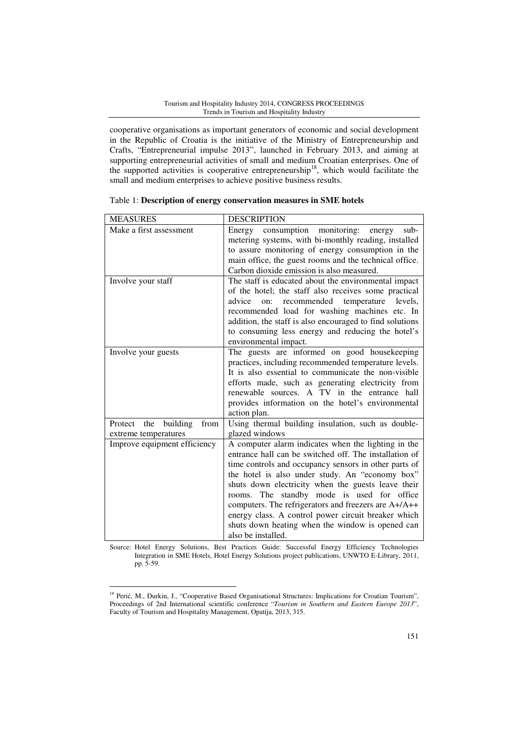cooperative organisations as important generators of economic and social development in the Republic of Croatia is the initiative of the Ministry of Entrepreneurship and Crafts, "Entrepreneurial impulse 2013", launched in February 2013, and aiming at supporting entrepreneurial activities of small and medium Croatian enterprises. One of the supported activities is cooperative entrepreneurship[18], which would facilitate the small and medium enterprises to achieve positive business results.

Table 1: **Description of energy conservation measures in SME hotels**

| MEASURES | DESCRIPTION |
|---|---|
| Make a first assessment | Energy consumption monitoring: energy sub-metering systems, with bi-monthly reading, installed to assure monitoring of energy consumption in the main office, the guest rooms and the technical office. Carbon dioxide emission is also measured. |
| Involve your staff | The staff is educated about the environmental impact of the hotel; the staff also receives some practical advice on: recommended temperature levels, recommended load for washing machines etc. In addition, the staff is also encouraged to find solutions to consuming less energy and reducing the hotel's environmental impact. |
| Involve your guests | The guests are informed on good housekeeping practices, including recommended temperature levels. It is also essential to communicate the non-visible efforts made, such as generating electricity from renewable sources. A TV in the entrance hall provides information on the hotel's environmental action plan. |
| Protect the building from extreme temperatures | Using thermal building insulation, such as double-glazed windows |
| Improve equipment efficiency | A computer alarm indicates when the lighting in the entrance hall can be switched off. The installation of time controls and occupancy sensors in other parts of the hotel is also under study. An "economy box" shuts down electricity when the guests leave their rooms. The standby mode is used for office computers. The refrigerators and freezers are A+/A++ energy class. A control power circuit breaker which shuts down heating when the window is opened can also be installed. |

Source: Hotel Energy Solutions, Best Practices Guide: Successful Energy Efficiency Technologies Integration in SME Hotels, Hotel Energy Solutions project publications, UNWTO E-Library, 2011, pp. 5-59.

---

[18] Perić, M., Đurkin, J., "Cooperative Based Organisational Structures: Implications for Croatian Tourism", Proceedings of 2nd International scientific conference "*Tourism in Southern and Eastern Europe 2013*", Faculty of Tourism and Hospitality Management, Opatija, 2013, 315.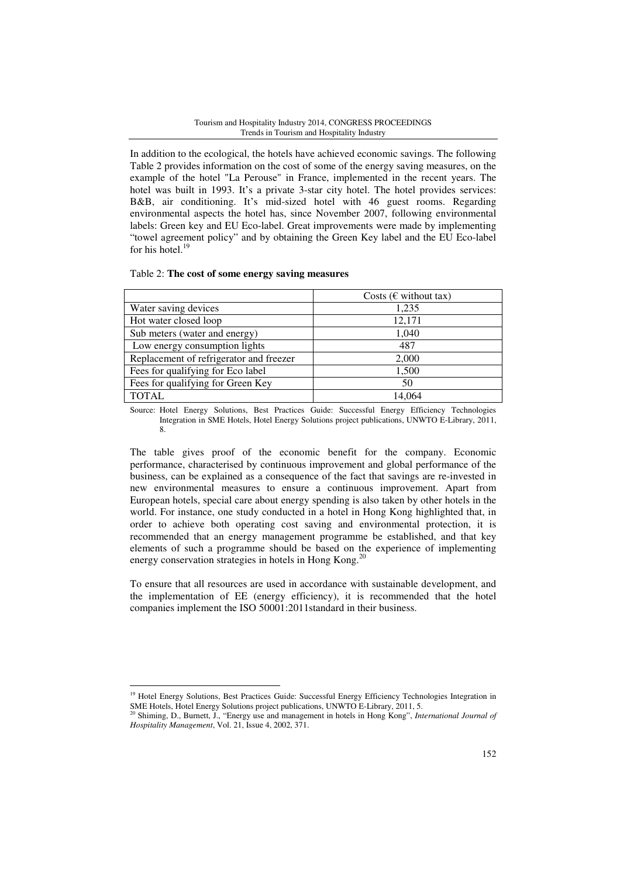In addition to the ecological, the hotels have achieved economic savings. The following Table 2 provides information on the cost of some of the energy saving measures, on the example of the hotel "La Perouse" in France, implemented in the recent years. The hotel was built in 1993. It's a private 3-star city hotel. The hotel provides services: B&B, air conditioning. It's mid-sized hotel with 46 guest rooms. Regarding environmental aspects the hotel has, since November 2007, following environmental labels: Green key and EU Eco-label. Great improvements were made by implementing "towel agreement policy" and by obtaining the Green Key label and the EU Eco-label for his hotel.[19]

Table 2: **The cost of some energy saving measures**

| | Costs (€ without tax) |
|---|---|
| Water saving devices | 1,235 |
| Hot water closed loop | 12,171 |
| Sub meters (water and energy) | 1,040 |
| Low energy consumption lights | 487 |
| Replacement of refrigerator and freezer | 2,000 |
| Fees for qualifying for Eco label | 1,500 |
| Fees for qualifying for Green Key | 50 |
| TOTAL | 14,064 |

Source: Hotel Energy Solutions, Best Practices Guide: Successful Energy Efficiency Technologies Integration in SME Hotels, Hotel Energy Solutions project publications, UNWTO E-Library, 2011, 8.

The table gives proof of the economic benefit for the company. Economic performance, characterised by continuous improvement and global performance of the business, can be explained as a consequence of the fact that savings are re-invested in new environmental measures to ensure a continuous improvement. Apart from European hotels, special care about energy spending is also taken by other hotels in the world. For instance, one study conducted in a hotel in Hong Kong highlighted that, in order to achieve both operating cost saving and environmental protection, it is recommended that an energy management programme be established, and that key elements of such a programme should be based on the experience of implementing energy conservation strategies in hotels in Hong Kong.[20]

To ensure that all resources are used in accordance with sustainable development, and the implementation of EE (energy efficiency), it is recommended that the hotel companies implement the ISO 50001:2011standard in their business.

---

[19] Hotel Energy Solutions, Best Practices Guide: Successful Energy Efficiency Technologies Integration in SME Hotels, Hotel Energy Solutions project publications, UNWTO E-Library, 2011, 5.

[20] Shiming, D., Burnett, J., "Energy use and management in hotels in Hong Kong", *International Journal of Hospitality Management*, Vol. 21, Issue 4, 2002, 371.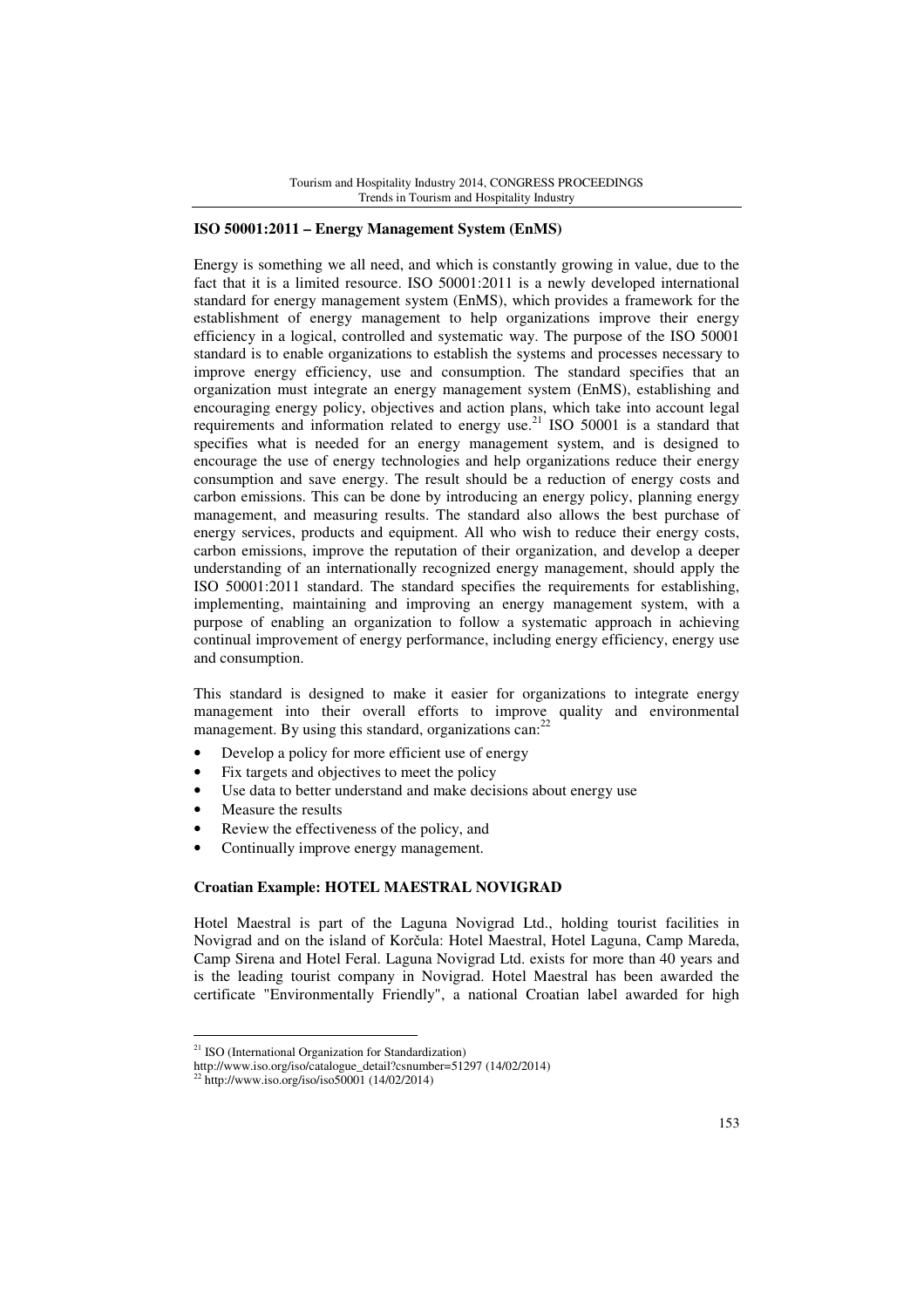**ISO 50001:2011 – Energy Management System (EnMS)**

Energy is something we all need, and which is constantly growing in value, due to the fact that it is a limited resource. ISO 50001:2011 is a newly developed international standard for energy management system (EnMS), which provides a framework for the establishment of energy management to help organizations improve their energy efficiency in a logical, controlled and systematic way. The purpose of the ISO 50001 standard is to enable organizations to establish the systems and processes necessary to improve energy efficiency, use and consumption. The standard specifies that an organization must integrate an energy management system (EnMS), establishing and encouraging energy policy, objectives and action plans, which take into account legal requirements and information related to energy use.[21] ISO 50001 is a standard that specifies what is needed for an energy management system, and is designed to encourage the use of energy technologies and help organizations reduce their energy consumption and save energy. The result should be a reduction of energy costs and carbon emissions. This can be done by introducing an energy policy, planning energy management, and measuring results. The standard also allows the best purchase of energy services, products and equipment. All who wish to reduce their energy costs, carbon emissions, improve the reputation of their organization, and develop a deeper understanding of an internationally recognized energy management, should apply the ISO 50001:2011 standard. The standard specifies the requirements for establishing, implementing, maintaining and improving an energy management system, with a purpose of enabling an organization to follow a systematic approach in achieving continual improvement of energy performance, including energy efficiency, energy use and consumption.

This standard is designed to make it easier for organizations to integrate energy management into their overall efforts to improve quality and environmental management. By using this standard, organizations can:[22]

- Develop a policy for more efficient use of energy
- Fix targets and objectives to meet the policy
- Use data to better understand and make decisions about energy use
- Measure the results
- Review the effectiveness of the policy, and
- Continually improve energy management.

**Croatian Example: HOTEL MAESTRAL NOVIGRAD**

Hotel Maestral is part of the Laguna Novigrad Ltd., holding tourist facilities in Novigrad and on the island of Korčula: Hotel Maestral, Hotel Laguna, Camp Mareda, Camp Sirena and Hotel Feral. Laguna Novigrad Ltd. exists for more than 40 years and is the leading tourist company in Novigrad. Hotel Maestral has been awarded the certificate "Environmentally Friendly", a national Croatian label awarded for high

---

[21] ISO (International Organization for Standardization) http://www.iso.org/iso/catalogue_detail?csnumber=51297 (14/02/2014)

[22] http://www.iso.org/iso/iso50001 (14/02/2014)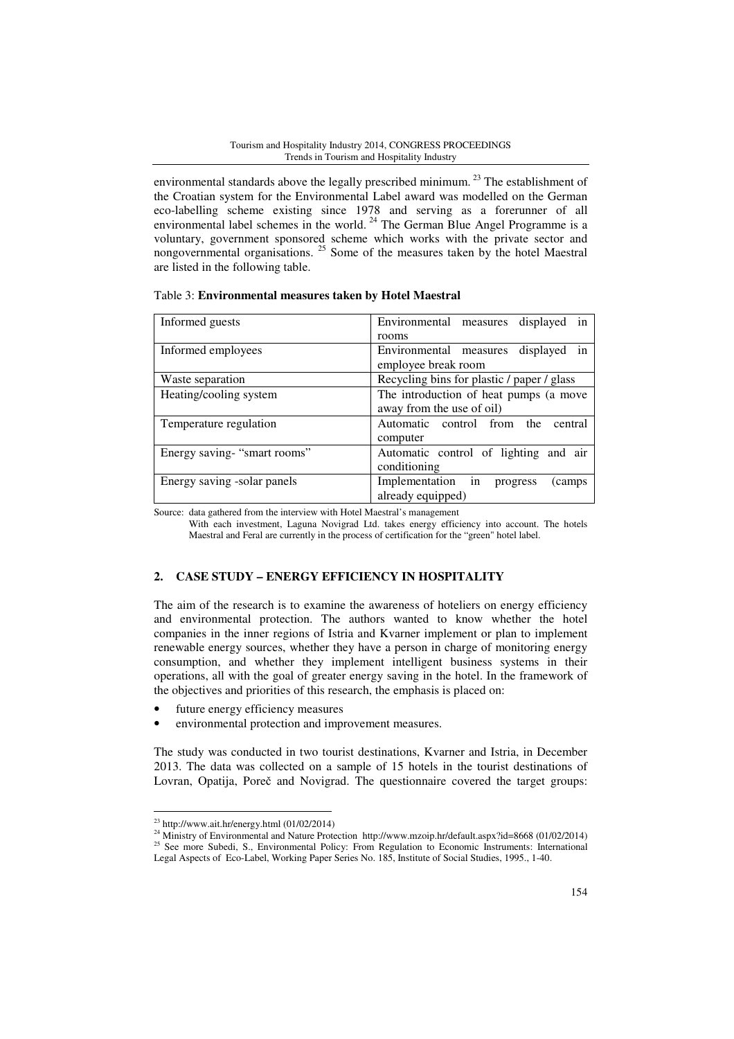environmental standards above the legally prescribed minimum. [23] The establishment of the Croatian system for the Environmental Label award was modelled on the German eco-labelling scheme existing since 1978 and serving as a forerunner of all environmental label schemes in the world. [24] The German Blue Angel Programme is a voluntary, government sponsored scheme which works with the private sector and nongovernmental organisations. [25] Some of the measures taken by the hotel Maestral are listed in the following table.

Table 3: **Environmental measures taken by Hotel Maestral**

| | |
|---|---|
| Informed guests | Environmental measures displayed in rooms |
| Informed employees | Environmental measures displayed in employee break room |
| Waste separation | Recycling bins for plastic / paper / glass |
| Heating/cooling system | The introduction of heat pumps (a move away from the use of oil) |
| Temperature regulation | Automatic control from the central computer |
| Energy saving- "smart rooms" | Automatic control of lighting and air conditioning |
| Energy saving -solar panels | Implementation in progress (camps already equipped) |

Source: data gathered from the interview with Hotel Maestral's management

With each investment, Laguna Novigrad Ltd. takes energy efficiency into account. The hotels Maestral and Feral are currently in the process of certification for the "green" hotel label.

## 2. CASE STUDY – ENERGY EFFICIENCY IN HOSPITALITY

The aim of the research is to examine the awareness of hoteliers on energy efficiency and environmental protection. The authors wanted to know whether the hotel companies in the inner regions of Istria and Kvarner implement or plan to implement renewable energy sources, whether they have a person in charge of monitoring energy consumption, and whether they implement intelligent business systems in their operations, all with the goal of greater energy saving in the hotel. In the framework of the objectives and priorities of this research, the emphasis is placed on:

- future energy efficiency measures
- environmental protection and improvement measures.

The study was conducted in two tourist destinations, Kvarner and Istria, in December 2013. The data was collected on a sample of 15 hotels in the tourist destinations of Lovran, Opatija, Poreč and Novigrad. The questionnaire covered the target groups:

[23] http://www.ait.hr/energy.html (01/02/2014)

[24] Ministry of Environmental and Nature Protection http://www.mzoip.hr/default.aspx?id=8668 (01/02/2014)

[25] See more Subedi, S., Environmental Policy: From Regulation to Economic Instruments: International Legal Aspects of Eco-Label, Working Paper Series No. 185, Institute of Social Studies, 1995., 1-40.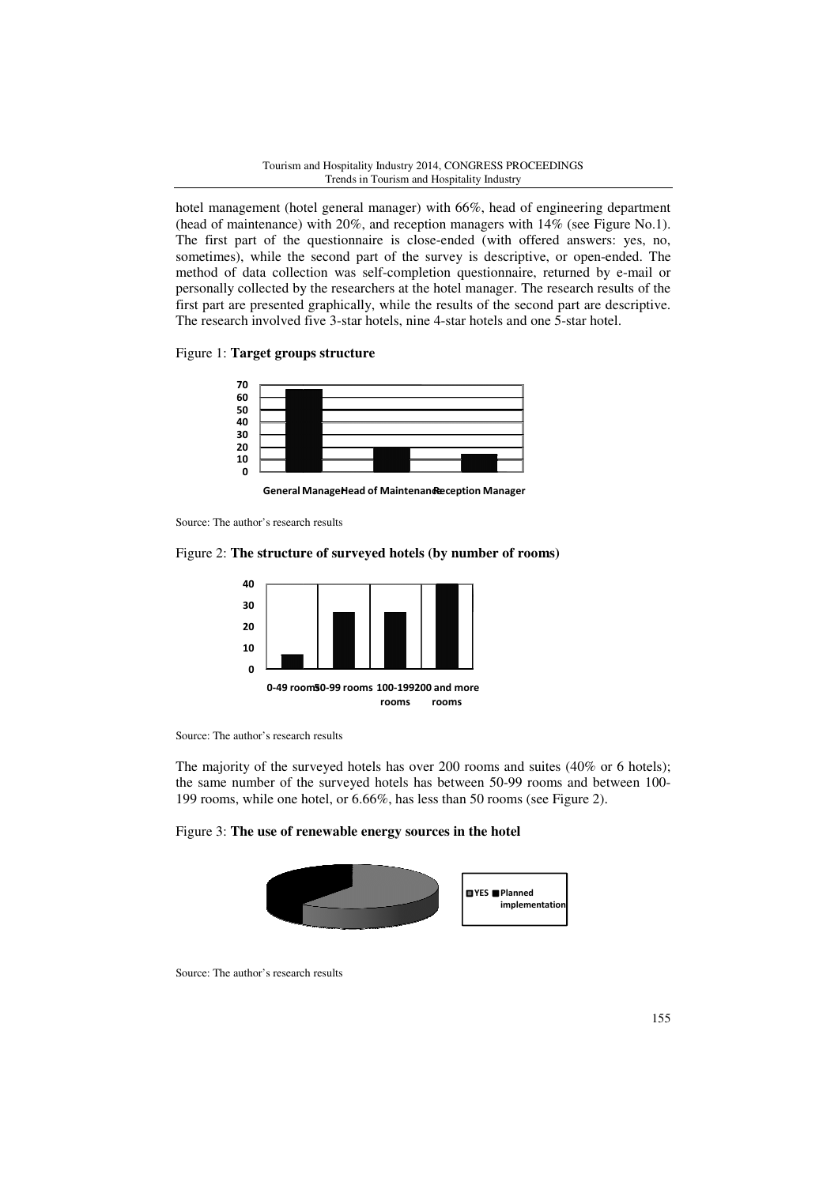hotel management (hotel general manager) with 66%, head of engineering department (head of maintenance) with 20%, and reception managers with 14% (see Figure No.1). The first part of the questionnaire is close-ended (with offered answers: yes, no, sometimes), while the second part of the survey is descriptive, or open-ended. The method of data collection was self-completion questionnaire, returned by e-mail or personally collected by the researchers at the hotel manager. The research results of the first part are presented graphically, while the results of the second part are descriptive. The research involved five 3-star hotels, nine 4-star hotels and one 5-star hotel.

Figure 1: **Target groups structure**

Source: The author's research results

Figure 2: **The structure of surveyed hotels (by number of rooms)**

Source: The author's research results

The majority of the surveyed hotels has over 200 rooms and suites (40% or 6 hotels); the same number of the surveyed hotels has between 50-99 rooms and between 100-199 rooms, while one hotel, or 6.66%, has less than 50 rooms (see Figure 2).

Figure 3: **The use of renewable energy sources in the hotel**

Source: The author's research results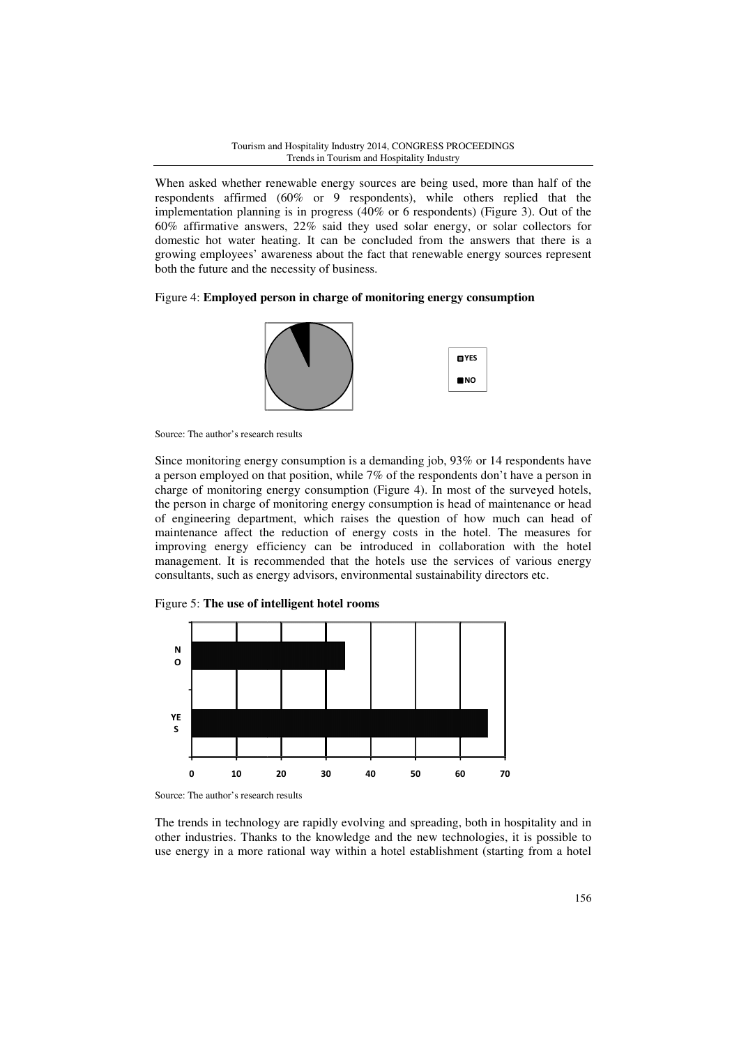When asked whether renewable energy sources are being used, more than half of the respondents affirmed (60% or 9 respondents), while others replied that the implementation planning is in progress (40% or 6 respondents) (Figure 3). Out of the 60% affirmative answers, 22% said they used solar energy, or solar collectors for domestic hot water heating. It can be concluded from the answers that there is a growing employees' awareness about the fact that renewable energy sources represent both the future and the necessity of business.

Figure 4: **Employed person in charge of monitoring energy consumption**

Source: The author's research results

Since monitoring energy consumption is a demanding job, 93% or 14 respondents have a person employed on that position, while 7% of the respondents don't have a person in charge of monitoring energy consumption (Figure 4). In most of the surveyed hotels, the person in charge of monitoring energy consumption is head of maintenance or head of engineering department, which raises the question of how much can head of maintenance affect the reduction of energy costs in the hotel. The measures for improving energy efficiency can be introduced in collaboration with the hotel management. It is recommended that the hotels use the services of various energy consultants, such as energy advisors, environmental sustainability directors etc.

Figure 5: **The use of intelligent hotel rooms**

Source: The author's research results

The trends in technology are rapidly evolving and spreading, both in hospitality and in other industries. Thanks to the knowledge and the new technologies, it is possible to use energy in a more rational way within a hotel establishment (starting from a hotel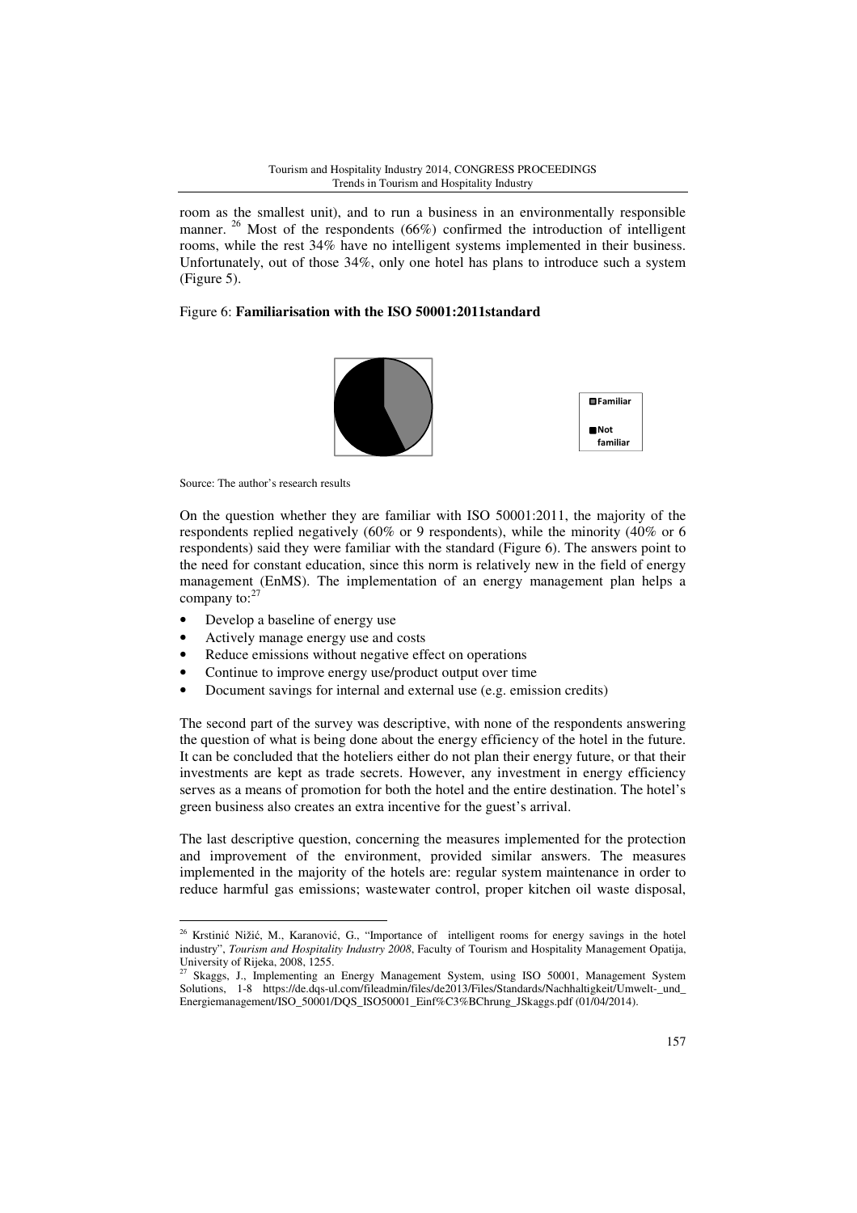room as the smallest unit), and to run a business in an environmentally responsible manner. [26] Most of the respondents (66%) confirmed the introduction of intelligent rooms, while the rest 34% have no intelligent systems implemented in their business. Unfortunately, out of those 34%, only one hotel has plans to introduce such a system (Figure 5).

Figure 6: **Familiarisation with the ISO 50001:2011standard**

Familiar

Not familiar

Source: The author's research results

On the question whether they are familiar with ISO 50001:2011, the majority of the respondents replied negatively (60% or 9 respondents), while the minority (40% or 6 respondents) said they were familiar with the standard (Figure 6). The answers point to the need for constant education, since this norm is relatively new in the field of energy management (EnMS). The implementation of an energy management plan helps a company to:[27]

- Develop a baseline of energy use
- Actively manage energy use and costs
- Reduce emissions without negative effect on operations
- Continue to improve energy use/product output over time
- Document savings for internal and external use (e.g. emission credits)

The second part of the survey was descriptive, with none of the respondents answering the question of what is being done about the energy efficiency of the hotel in the future. It can be concluded that the hoteliers either do not plan their energy future, or that their investments are kept as trade secrets. However, any investment in energy efficiency serves as a means of promotion for both the hotel and the entire destination. The hotel's green business also creates an extra incentive for the guest's arrival.

The last descriptive question, concerning the measures implemented for the protection and improvement of the environment, provided similar answers. The measures implemented in the majority of the hotels are: regular system maintenance in order to reduce harmful gas emissions; wastewater control, proper kitchen oil waste disposal,

---

[26] Krstinić Nižić, M., Karanović, G., "Importance of intelligent rooms for energy savings in the hotel industry", *Tourism and Hospitality Industry 2008*, Faculty of Tourism and Hospitality Management Opatija, University of Rijeka, 2008, 1255.

[27] Skaggs, J., Implementing an Energy Management System, using ISO 50001, Management System Solutions, 1-8 https://de.dqs-ul.com/fileadmin/files/de2013/Files/Standards/Nachhaltigkeit/Umwelt-_und_Energiemanagement/ISO_50001/DQS_ISO50001_Einf%C3%BChrung_JSkaggs.pdf (01/04/2014).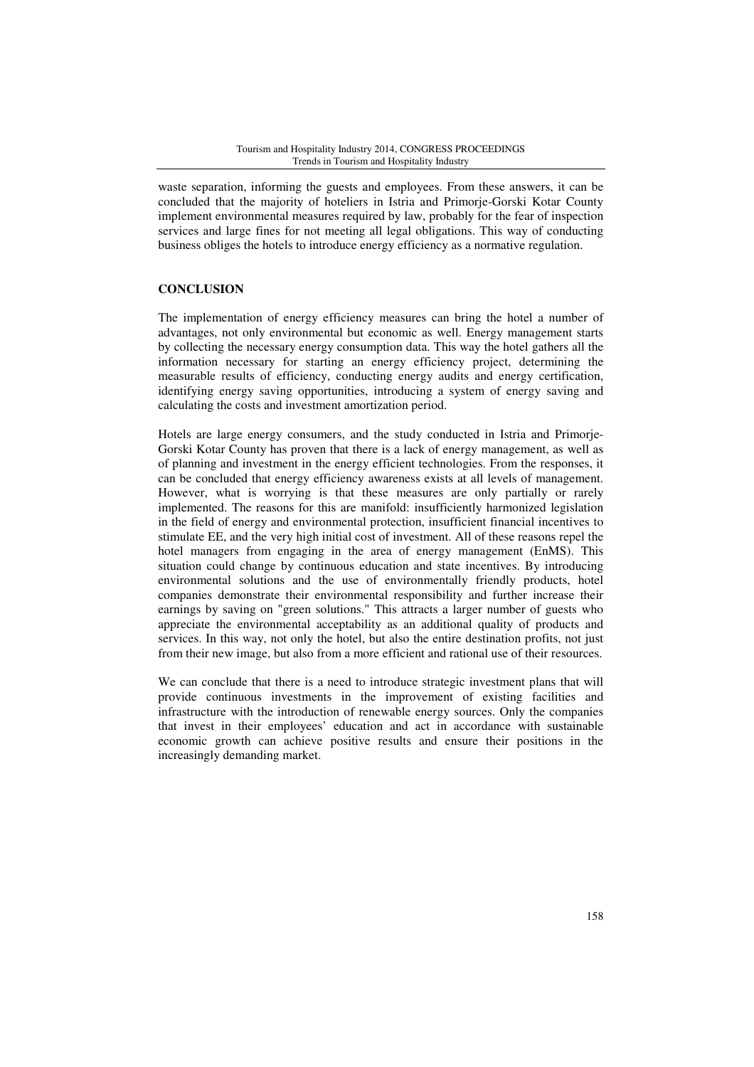waste separation, informing the guests and employees. From these answers, it can be concluded that the majority of hoteliers in Istria and Primorje-Gorski Kotar County implement environmental measures required by law, probably for the fear of inspection services and large fines for not meeting all legal obligations. This way of conducting business obliges the hotels to introduce energy efficiency as a normative regulation.

## CONCLUSION

The implementation of energy efficiency measures can bring the hotel a number of advantages, not only environmental but economic as well. Energy management starts by collecting the necessary energy consumption data. This way the hotel gathers all the information necessary for starting an energy efficiency project, determining the measurable results of efficiency, conducting energy audits and energy certification, identifying energy saving opportunities, introducing a system of energy saving and calculating the costs and investment amortization period.

Hotels are large energy consumers, and the study conducted in Istria and Primorje-Gorski Kotar County has proven that there is a lack of energy management, as well as of planning and investment in the energy efficient technologies. From the responses, it can be concluded that energy efficiency awareness exists at all levels of management. However, what is worrying is that these measures are only partially or rarely implemented. The reasons for this are manifold: insufficiently harmonized legislation in the field of energy and environmental protection, insufficient financial incentives to stimulate EE, and the very high initial cost of investment. All of these reasons repel the hotel managers from engaging in the area of energy management (EnMS). This situation could change by continuous education and state incentives. By introducing environmental solutions and the use of environmentally friendly products, hotel companies demonstrate their environmental responsibility and further increase their earnings by saving on "green solutions." This attracts a larger number of guests who appreciate the environmental acceptability as an additional quality of products and services. In this way, not only the hotel, but also the entire destination profits, not just from their new image, but also from a more efficient and rational use of their resources.

We can conclude that there is a need to introduce strategic investment plans that will provide continuous investments in the improvement of existing facilities and infrastructure with the introduction of renewable energy sources. Only the companies that invest in their employees' education and act in accordance with sustainable economic growth can achieve positive results and ensure their positions in the increasingly demanding market.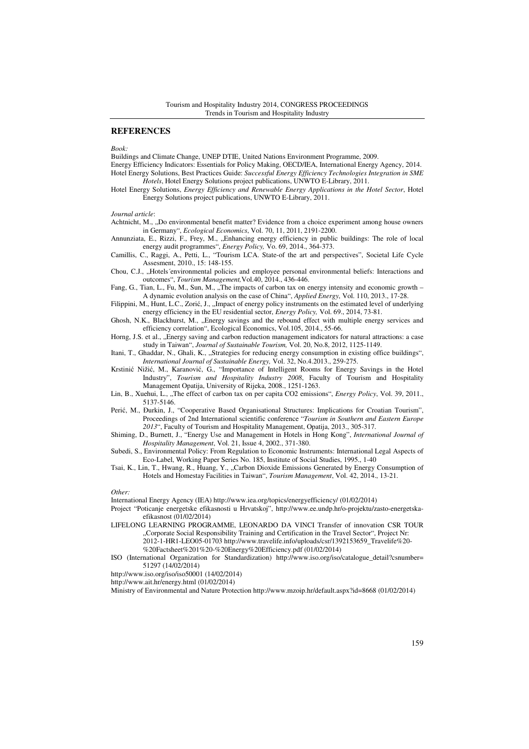## REFERENCES

*Book:*

Buildings and Climate Change, UNEP DTIE, United Nations Environment Programme, 2009.

Energy Efficiency Indicators: Essentials for Policy Making, OECD/IEA, International Energy Agency, 2014.

Hotel Energy Solutions, Best Practices Guide: *Successful Energy Efficiency Technologies Integration in SME Hotels*, Hotel Energy Solutions project publications, UNWTO E-Library, 2011.

Hotel Energy Solutions, *Energy Efficiency and Renewable Energy Applications in the Hotel Sector*, Hotel Energy Solutions project publications, UNWTO E-Library, 2011.

*Journal article*:

Achtnicht, M., „Do environmental benefit matter? Evidence from a choice experiment among house owners in Germany", *Ecological Economics*, Vol. 70, 11, 2011, 2191-2200.

Annunziata, E., Rizzi, F., Frey, M., „Enhancing energy efficiency in public buildings: The role of local energy audit programmes", *Energy Policy,* Vo. 69, 2014., 364-373.

Camillis, C., Raggi, A., Petti, L., "Tourism LCA. State-of the art and perspectives", Societal Life Cycle Assesment, 2010., 15: 148-155.

Chou, C.J., „Hotels´environmental policies and employee personal environmental beliefs: Interactions and outcomes", *Tourism Management,*Vol.40, 2014., 436-446.

Fang, G., Tian, L., Fu, M., Sun, M., „The impacts of carbon tax on energy intensity and economic growth – A dynamic evolution analysis on the case of China", *Applied Energy*, Vol. 110, 2013., 17-28.

Filippini, M., Hunt, L.C., Zorić, J., „Impact of energy policy instruments on the estimated level of underlying energy efficiency in the EU residential sector, *Energy Policy,* Vol. 69., 2014, 73-81.

Ghosh, N.K., Blackhurst, M., „Energy savings and the rebound effect with multiple energy services and efficiency correlation", Ecological Economics, Vol.105, 2014., 55-66.

Horng, J.S. et al., „Energy saving and carbon reduction management indicators for natural attractions: a case study in Taiwan", *Journal of Sustainable Tourism,* Vol. 20, No.8, 2012, 1125-1149.

Itani, T., Ghaddar, N., Ghali, K., „Strategies for reducing energy consumption in existing office buildings", *International Journal of Sustainable Energy,* Vol. 32, No.4.2013., 259-275.

Krstinić Nižić, M., Karanović, G., "Importance of Intelligent Rooms for Energy Savings in the Hotel Industry", *Tourism and Hospitality Industry 2008*, Faculty of Tourism and Hospitality Management Opatija, University of Rijeka, 2008., 1251-1263.

Lin, B., Xuehui, L., „The effect of carbon tax on per capita CO2 emissions", *Energy Policy*, Vol. 39, 2011., 5137-5146.

Perić, M., Đurkin, J., "Cooperative Based Organisational Structures: Implications for Croatian Tourism", Proceedings of 2nd International scientific conference "*Tourism in Southern and Eastern Europe 2013*", Faculty of Tourism and Hospitality Management, Opatija, 2013., 305-317.

Shiming, D., Burnett, J., "Energy Use and Management in Hotels in Hong Kong", *International Journal of Hospitality Management*, Vol. 21, Issue 4, 2002., 371-380.

Subedi, S., Environmental Policy: From Regulation to Economic Instruments: International Legal Aspects of Eco-Label, Working Paper Series No. 185, Institute of Social Studies, 1995., 1-40

Tsai, K., Lin, T., Hwang, R., Huang, Y., „Carbon Dioxide Emissions Generated by Energy Consumption of Hotels and Homestay Facilities in Taiwan", *Tourism Management*, Vol. 42, 2014., 13-21.

*Other:*

International Energy Agency (IEA) http://www.iea.org/topics/energyefficiency/ (01/02/2014)

Project "Poticanje energetske efikasnosti u Hrvatskoj", http://www.ee.undp.hr/o-projektu/zasto-energetska-efikasnost (01/02/2014)

LIFELONG LEARNING PROGRAMME, LEONARDO DA VINCI Transfer of innovation CSR TOUR „Corporate Social Responsibility Training and Certification in the Travel Sector", Project Nr: 2012-1-HR1-LEO05-01703 http://www.travelife.info/uploads/csr/1392153659_Travelife%20-%20Factsheet%201%20-%20Energy%20Efficiency.pdf (01/02/2014)

ISO (International Organization for Standardization) http://www.iso.org/iso/catalogue_detail?csnumber=51297 (14/02/2014)

http://www.iso.org/iso/iso50001 (14/02/2014)

http://www.ait.hr/energy.html (01/02/2014)

Ministry of Environmental and Nature Protection http://www.mzoip.hr/default.aspx?id=8668 (01/02/2014)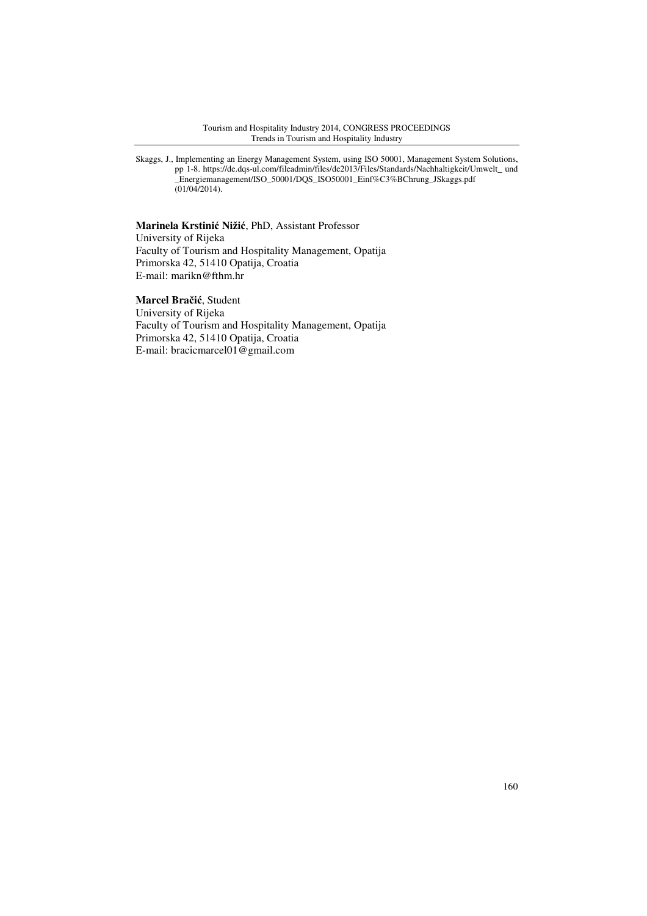Skaggs, J., Implementing an Energy Management System, using ISO 50001, Management System Solutions, pp 1-8. https://de.dqs-ul.com/fileadmin/files/de2013/Files/Standards/Nachhaltigkeit/Umwelt_ und _Energiemanagement/ISO_50001/DQS_ISO50001_Einf%C3%BChrung_JSkaggs.pdf (01/04/2014).

**Marinela Krstinić Nižić**, PhD, Assistant Professor
University of Rijeka
Faculty of Tourism and Hospitality Management, Opatija
Primorska 42, 51410 Opatija, Croatia
E-mail: marikn@fthm.hr

**Marcel Bračić**, Student
University of Rijeka
Faculty of Tourism and Hospitality Management, Opatija
Primorska 42, 51410 Opatija, Croatia
E-mail: bracicmarcel01@gmail.com